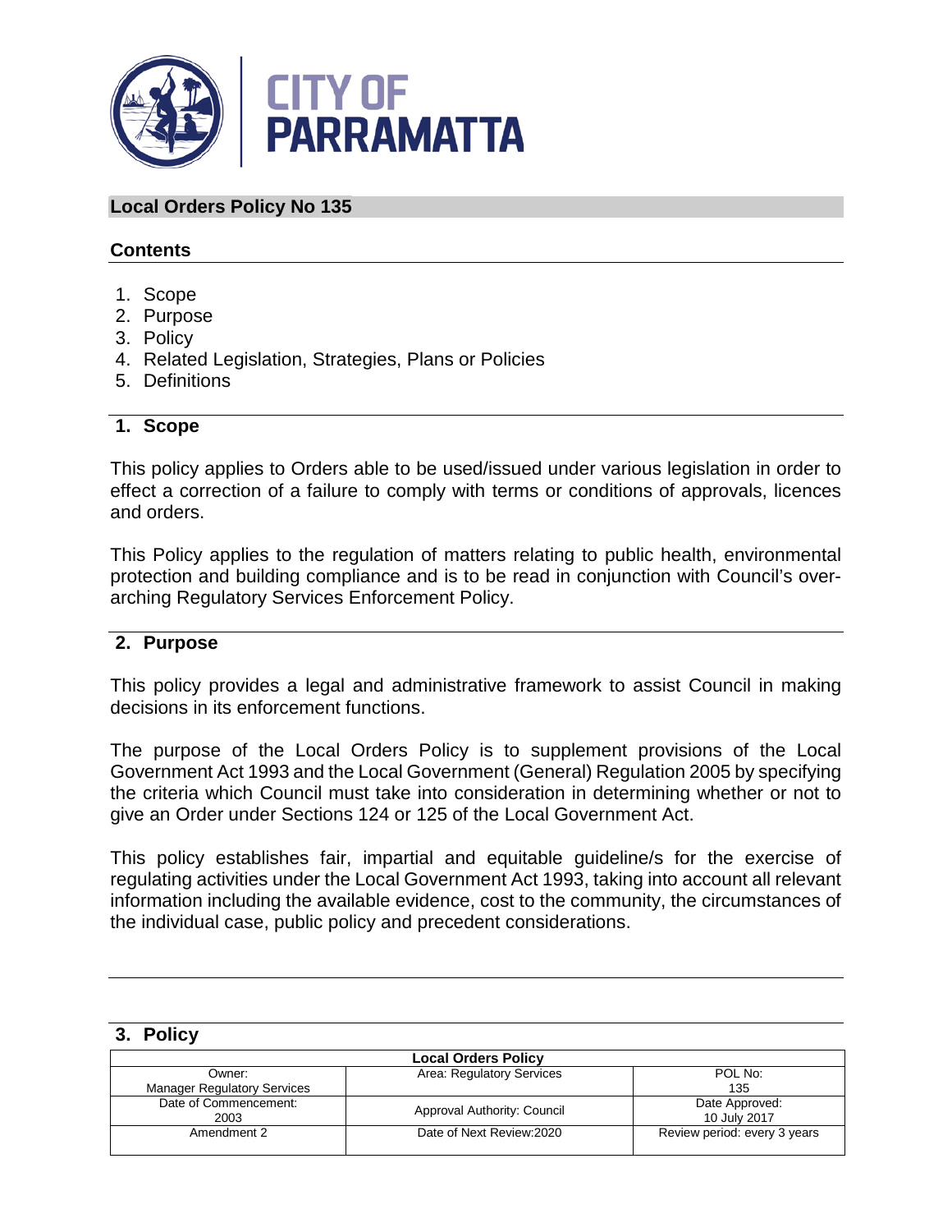CITY OF PARRAMATTA

# Local Orders Policy No 135

## Contents

1. Scope
2. Purpose
3. Policy
4. Related Legislation, Strategies, Plans or Policies
5. Definitions

## 1. Scope

This policy applies to Orders able to be used/issued under various legislation in order to effect a correction of a failure to comply with terms or conditions of approvals, licences and orders.

This Policy applies to the regulation of matters relating to public health, environmental protection and building compliance and is to be read in conjunction with Council's over-arching Regulatory Services Enforcement Policy.

## 2. Purpose

This policy provides a legal and administrative framework to assist Council in making decisions in its enforcement functions.

The purpose of the Local Orders Policy is to supplement provisions of the Local Government Act 1993 and the Local Government (General) Regulation 2005 by specifying the criteria which Council must take into consideration in determining whether or not to give an Order under Sections 124 or 125 of the Local Government Act.

This policy establishes fair, impartial and equitable guideline/s for the exercise of regulating activities under the Local Government Act 1993, taking into account all relevant information including the available evidence, cost to the community, the circumstances of the individual case, public policy and precedent considerations.

## 3. Policy

| Local Orders Policy | | |
|---|---|---|
| Owner: Manager Regulatory Services | Area: Regulatory Services | POL No: 135 |
| Date of Commencement: 2003 | Approval Authority: Council | Date Approved: 10 July 2017 |
| Amendment 2 | Date of Next Review:2020 | Review period: every 3 years |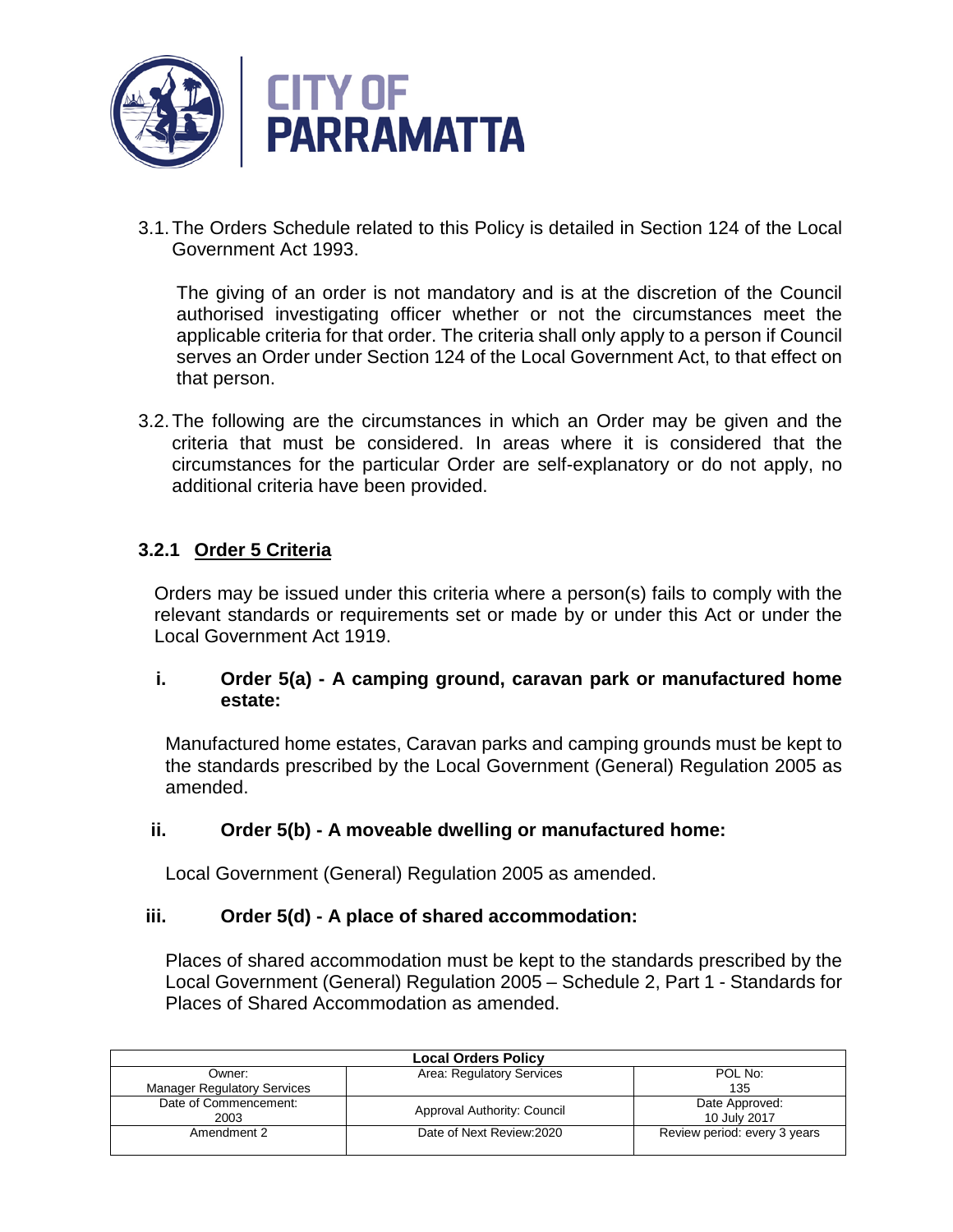3.1. The Orders Schedule related to this Policy is detailed in Section 124 of the Local Government Act 1993.

The giving of an order is not mandatory and is at the discretion of the Council authorised investigating officer whether or not the circumstances meet the applicable criteria for that order. The criteria shall only apply to a person if Council serves an Order under Section 124 of the Local Government Act, to that effect on that person.

3.2. The following are the circumstances in which an Order may be given and the criteria that must be considered. In areas where it is considered that the circumstances for the particular Order are self-explanatory or do not apply, no additional criteria have been provided.

### 3.2.1 Order 5 Criteria

Orders may be issued under this criteria where a person(s) fails to comply with the relevant standards or requirements set or made by or under this Act or under the Local Government Act 1919.

#### i. Order 5(a) - A camping ground, caravan park or manufactured home estate:

Manufactured home estates, Caravan parks and camping grounds must be kept to the standards prescribed by the Local Government (General) Regulation 2005 as amended.

#### ii. Order 5(b) - A moveable dwelling or manufactured home:

Local Government (General) Regulation 2005 as amended.

#### iii. Order 5(d) - A place of shared accommodation:

Places of shared accommodation must be kept to the standards prescribed by the Local Government (General) Regulation 2005 – Schedule 2, Part 1 - Standards for Places of Shared Accommodation as amended.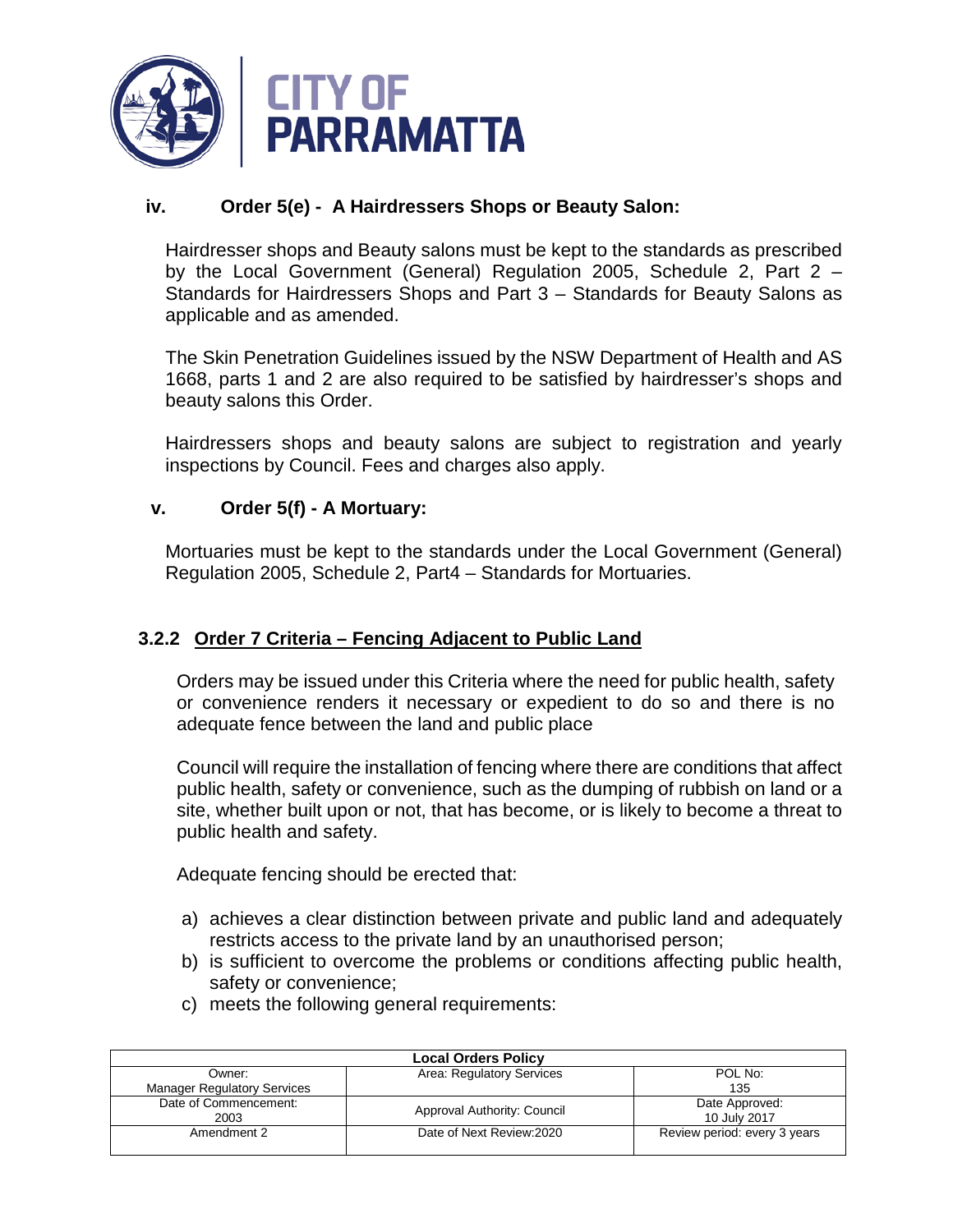### iv. Order 5(e) - A Hairdressers Shops or Beauty Salon:

Hairdresser shops and Beauty salons must be kept to the standards as prescribed by the Local Government (General) Regulation 2005, Schedule 2, Part 2 – Standards for Hairdressers Shops and Part 3 – Standards for Beauty Salons as applicable and as amended.

The Skin Penetration Guidelines issued by the NSW Department of Health and AS 1668, parts 1 and 2 are also required to be satisfied by hairdresser's shops and beauty salons this Order.

Hairdressers shops and beauty salons are subject to registration and yearly inspections by Council. Fees and charges also apply.

### v. Order 5(f) - A Mortuary:

Mortuaries must be kept to the standards under the Local Government (General) Regulation 2005, Schedule 2, Part4 – Standards for Mortuaries.

### 3.2.2 Order 7 Criteria – Fencing Adjacent to Public Land

Orders may be issued under this Criteria where the need for public health, safety or convenience renders it necessary or expedient to do so and there is no adequate fence between the land and public place

Council will require the installation of fencing where there are conditions that affect public health, safety or convenience, such as the dumping of rubbish on land or a site, whether built upon or not, that has become, or is likely to become a threat to public health and safety.

Adequate fencing should be erected that:

a) achieves a clear distinction between private and public land and adequately restricts access to the private land by an unauthorised person;
b) is sufficient to overcome the problems or conditions affecting public health, safety or convenience;
c) meets the following general requirements: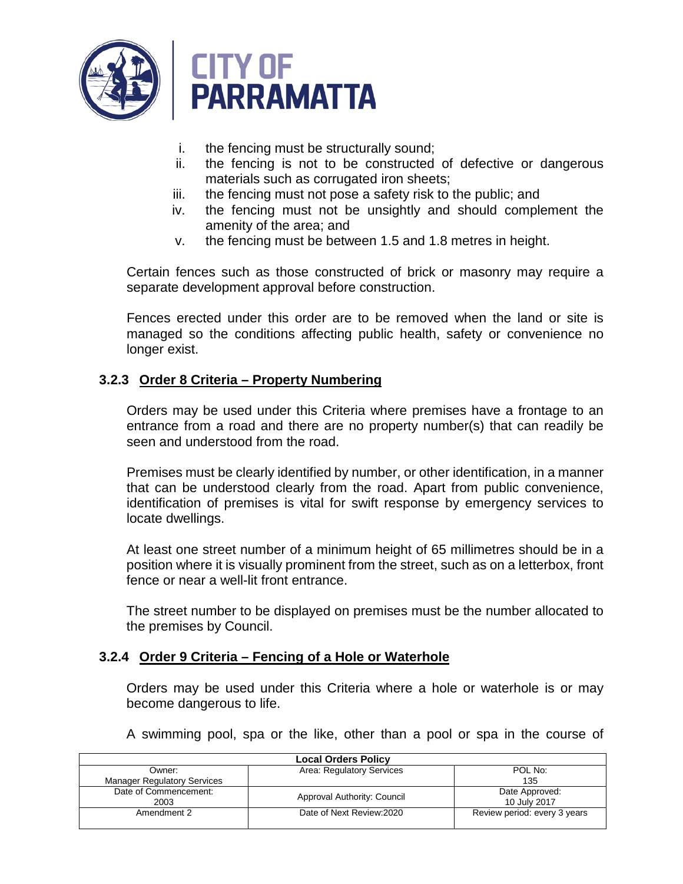i. the fencing must be structurally sound;
ii. the fencing is not to be constructed of defective or dangerous materials such as corrugated iron sheets;
iii. the fencing must not pose a safety risk to the public; and
iv. the fencing must not be unsightly and should complement the amenity of the area; and
v. the fencing must be between 1.5 and 1.8 metres in height.

Certain fences such as those constructed of brick or masonry may require a separate development approval before construction.

Fences erected under this order are to be removed when the land or site is managed so the conditions affecting public health, safety or convenience no longer exist.

### 3.2.3 Order 8 Criteria – Property Numbering

Orders may be used under this Criteria where premises have a frontage to an entrance from a road and there are no property number(s) that can readily be seen and understood from the road.

Premises must be clearly identified by number, or other identification, in a manner that can be understood clearly from the road. Apart from public convenience, identification of premises is vital for swift response by emergency services to locate dwellings.

At least one street number of a minimum height of 65 millimetres should be in a position where it is visually prominent from the street, such as on a letterbox, front fence or near a well-lit front entrance.

The street number to be displayed on premises must be the number allocated to the premises by Council.

### 3.2.4 Order 9 Criteria – Fencing of a Hole or Waterhole

Orders may be used under this Criteria where a hole or waterhole is or may become dangerous to life.

A swimming pool, spa or the like, other than a pool or spa in the course of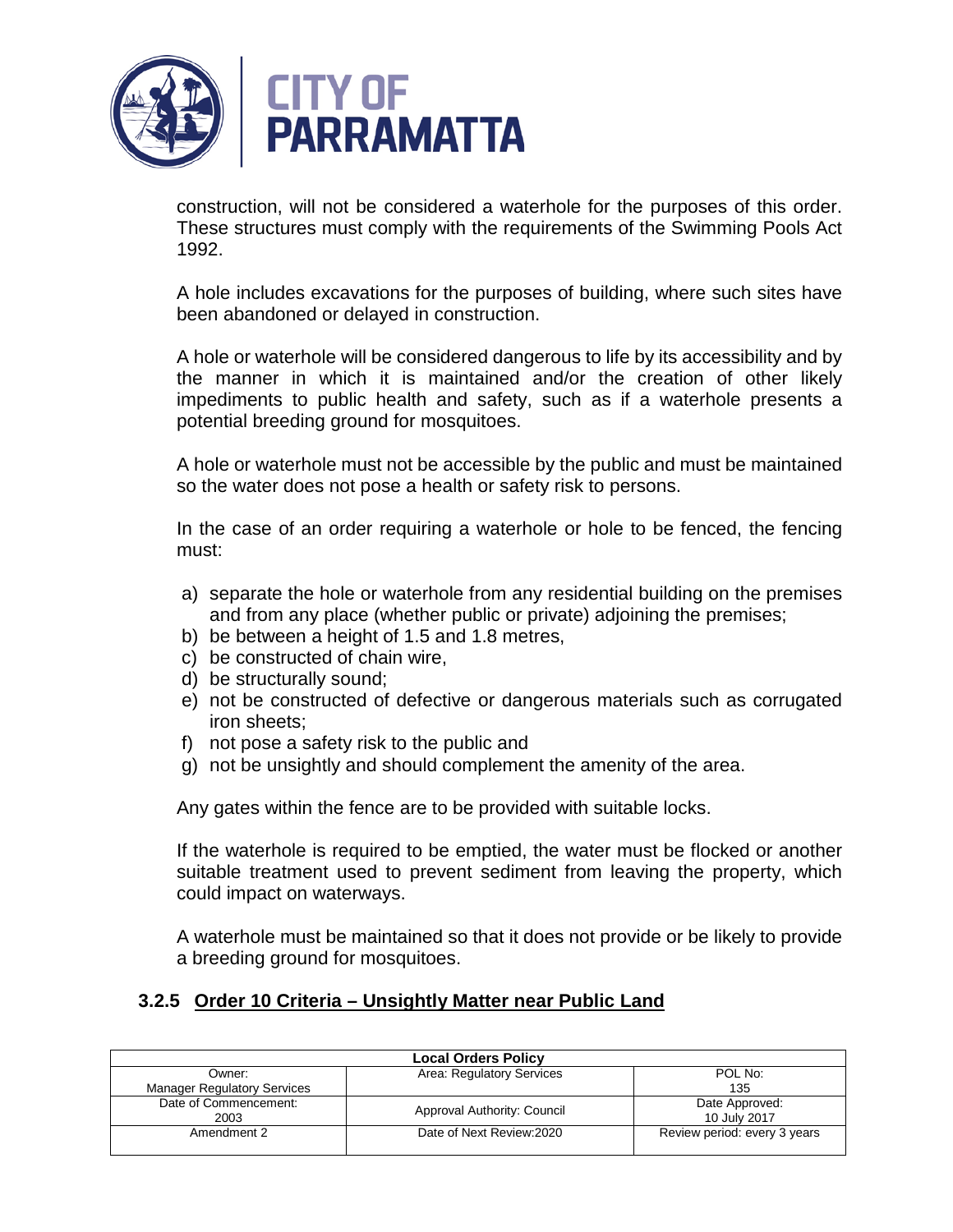construction, will not be considered a waterhole for the purposes of this order. These structures must comply with the requirements of the Swimming Pools Act 1992.

A hole includes excavations for the purposes of building, where such sites have been abandoned or delayed in construction.

A hole or waterhole will be considered dangerous to life by its accessibility and by the manner in which it is maintained and/or the creation of other likely impediments to public health and safety, such as if a waterhole presents a potential breeding ground for mosquitoes.

A hole or waterhole must not be accessible by the public and must be maintained so the water does not pose a health or safety risk to persons.

In the case of an order requiring a waterhole or hole to be fenced, the fencing must:

a) separate the hole or waterhole from any residential building on the premises and from any place (whether public or private) adjoining the premises;
b) be between a height of 1.5 and 1.8 metres,
c) be constructed of chain wire,
d) be structurally sound;
e) not be constructed of defective or dangerous materials such as corrugated iron sheets;
f) not pose a safety risk to the public and
g) not be unsightly and should complement the amenity of the area.

Any gates within the fence are to be provided with suitable locks.

If the waterhole is required to be emptied, the water must be flocked or another suitable treatment used to prevent sediment from leaving the property, which could impact on waterways.

A waterhole must be maintained so that it does not provide or be likely to provide a breeding ground for mosquitoes.

### 3.2.5 Order 10 Criteria – Unsightly Matter near Public Land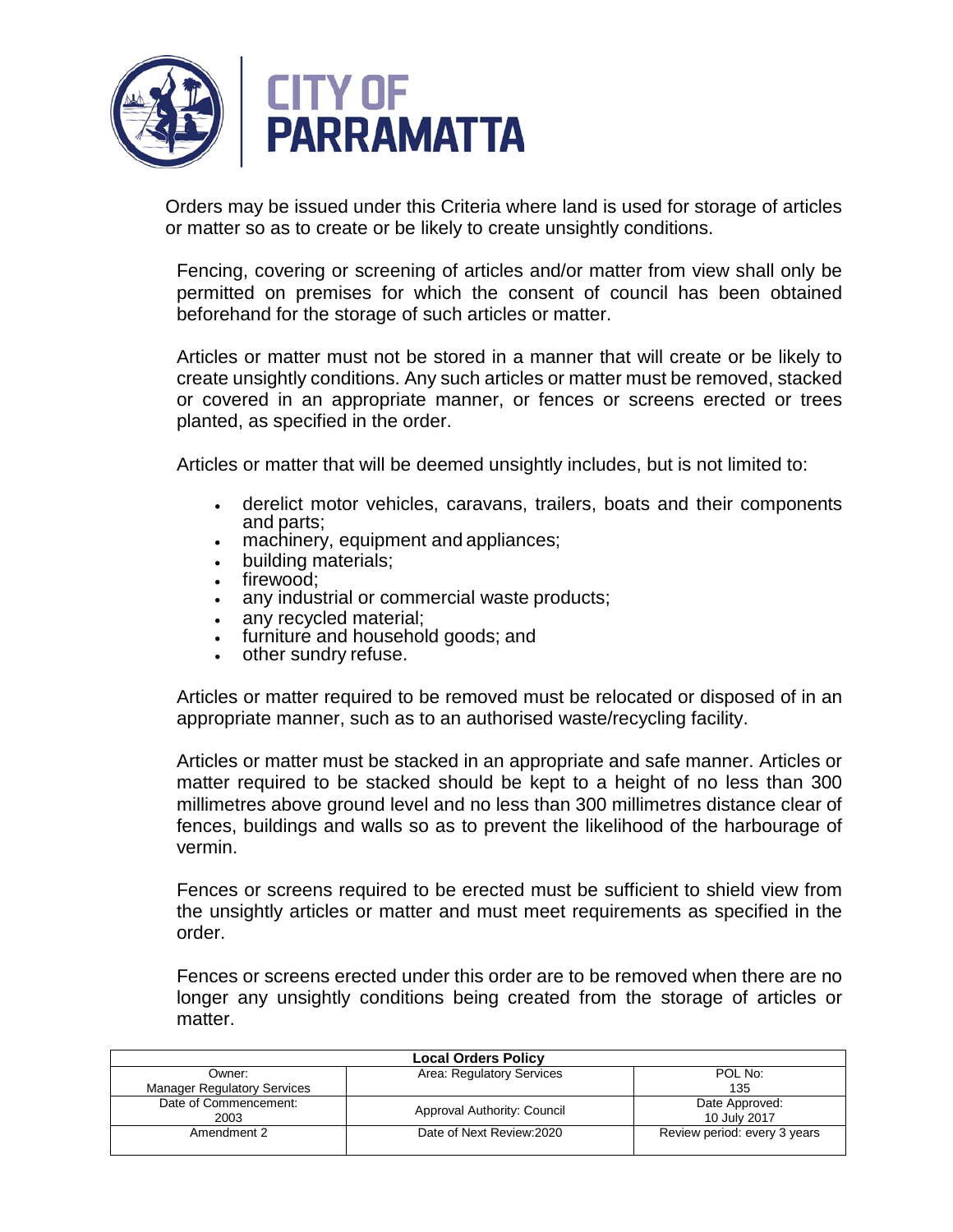Orders may be issued under this Criteria where land is used for storage of articles or matter so as to create or be likely to create unsightly conditions.

Fencing, covering or screening of articles and/or matter from view shall only be permitted on premises for which the consent of council has been obtained beforehand for the storage of such articles or matter.

Articles or matter must not be stored in a manner that will create or be likely to create unsightly conditions. Any such articles or matter must be removed, stacked or covered in an appropriate manner, or fences or screens erected or trees planted, as specified in the order.

Articles or matter that will be deemed unsightly includes, but is not limited to:

- derelict motor vehicles, caravans, trailers, boats and their components and parts;
- machinery, equipment and appliances;
- building materials;
- firewood;
- any industrial or commercial waste products;
- any recycled material;
- furniture and household goods; and
- other sundry refuse.

Articles or matter required to be removed must be relocated or disposed of in an appropriate manner, such as to an authorised waste/recycling facility.

Articles or matter must be stacked in an appropriate and safe manner. Articles or matter required to be stacked should be kept to a height of no less than 300 millimetres above ground level and no less than 300 millimetres distance clear of fences, buildings and walls so as to prevent the likelihood of the harbourage of vermin.

Fences or screens required to be erected must be sufficient to shield view from the unsightly articles or matter and must meet requirements as specified in the order.

Fences or screens erected under this order are to be removed when there are no longer any unsightly conditions being created from the storage of articles or matter.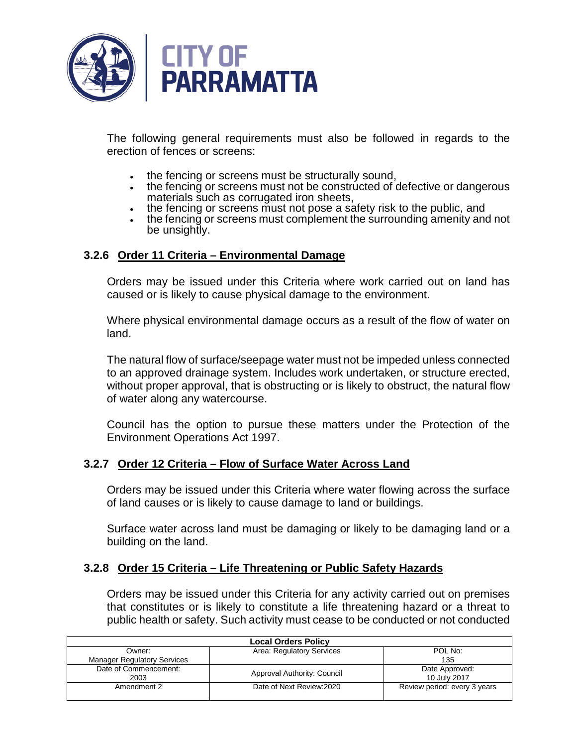The following general requirements must also be followed in regards to the erection of fences or screens:

- the fencing or screens must be structurally sound,
- the fencing or screens must not be constructed of defective or dangerous materials such as corrugated iron sheets,
- the fencing or screens must not pose a safety risk to the public, and
- the fencing or screens must complement the surrounding amenity and not be unsightly.

### 3.2.6 Order 11 Criteria – Environmental Damage

Orders may be issued under this Criteria where work carried out on land has caused or is likely to cause physical damage to the environment.

Where physical environmental damage occurs as a result of the flow of water on land.

The natural flow of surface/seepage water must not be impeded unless connected to an approved drainage system. Includes work undertaken, or structure erected, without proper approval, that is obstructing or is likely to obstruct, the natural flow of water along any watercourse.

Council has the option to pursue these matters under the Protection of the Environment Operations Act 1997.

### 3.2.7 Order 12 Criteria – Flow of Surface Water Across Land

Orders may be issued under this Criteria where water flowing across the surface of land causes or is likely to cause damage to land or buildings.

Surface water across land must be damaging or likely to be damaging land or a building on the land.

### 3.2.8 Order 15 Criteria – Life Threatening or Public Safety Hazards

Orders may be issued under this Criteria for any activity carried out on premises that constitutes or is likely to constitute a life threatening hazard or a threat to public health or safety. Such activity must cease to be conducted or not conducted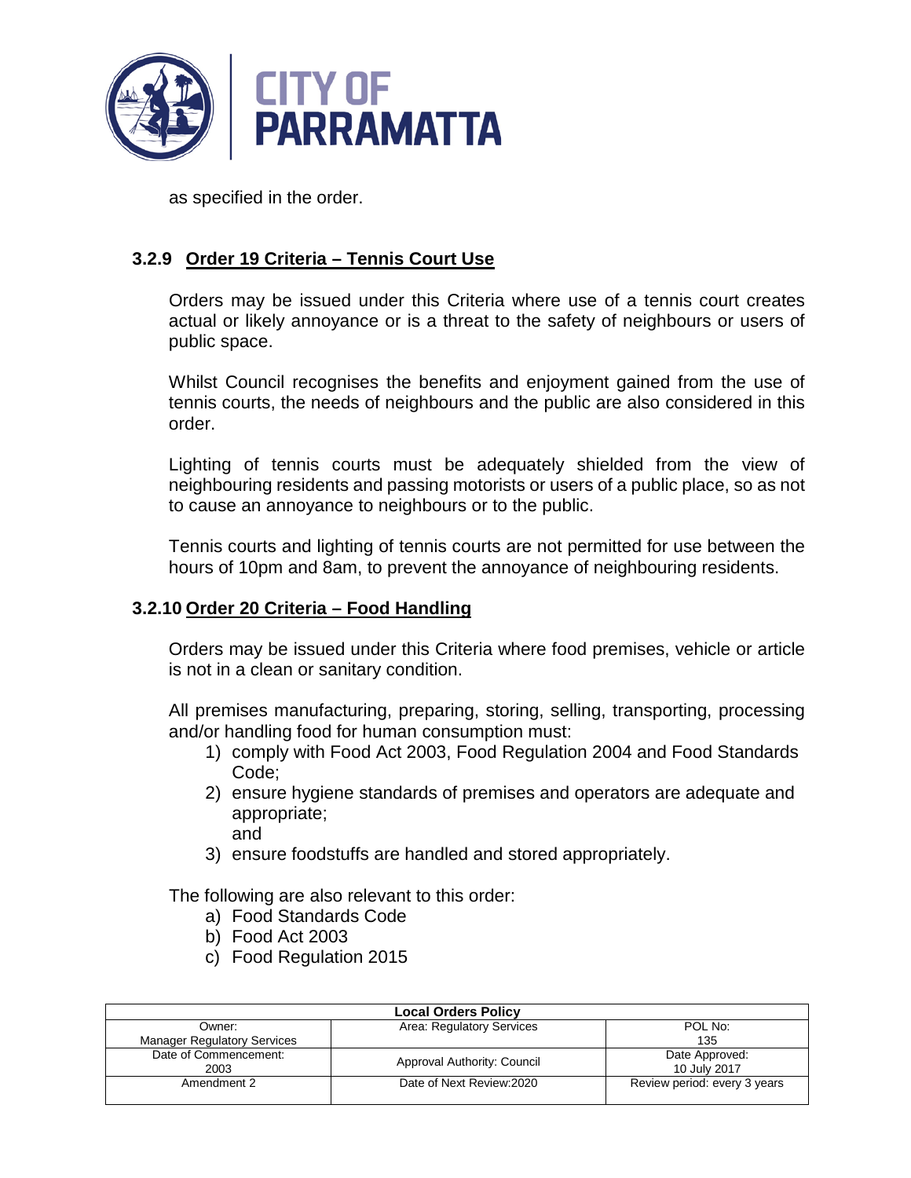as specified in the order.

### 3.2.9 Order 19 Criteria – Tennis Court Use

Orders may be issued under this Criteria where use of a tennis court creates actual or likely annoyance or is a threat to the safety of neighbours or users of public space.

Whilst Council recognises the benefits and enjoyment gained from the use of tennis courts, the needs of neighbours and the public are also considered in this order.

Lighting of tennis courts must be adequately shielded from the view of neighbouring residents and passing motorists or users of a public place, so as not to cause an annoyance to neighbours or to the public.

Tennis courts and lighting of tennis courts are not permitted for use between the hours of 10pm and 8am, to prevent the annoyance of neighbouring residents.

### 3.2.10 Order 20 Criteria – Food Handling

Orders may be issued under this Criteria where food premises, vehicle or article is not in a clean or sanitary condition.

All premises manufacturing, preparing, storing, selling, transporting, processing and/or handling food for human consumption must:

1) comply with Food Act 2003, Food Regulation 2004 and Food Standards Code;
2) ensure hygiene standards of premises and operators are adequate and appropriate;
   and
3) ensure foodstuffs are handled and stored appropriately.

The following are also relevant to this order:

a) Food Standards Code
b) Food Act 2003
c) Food Regulation 2015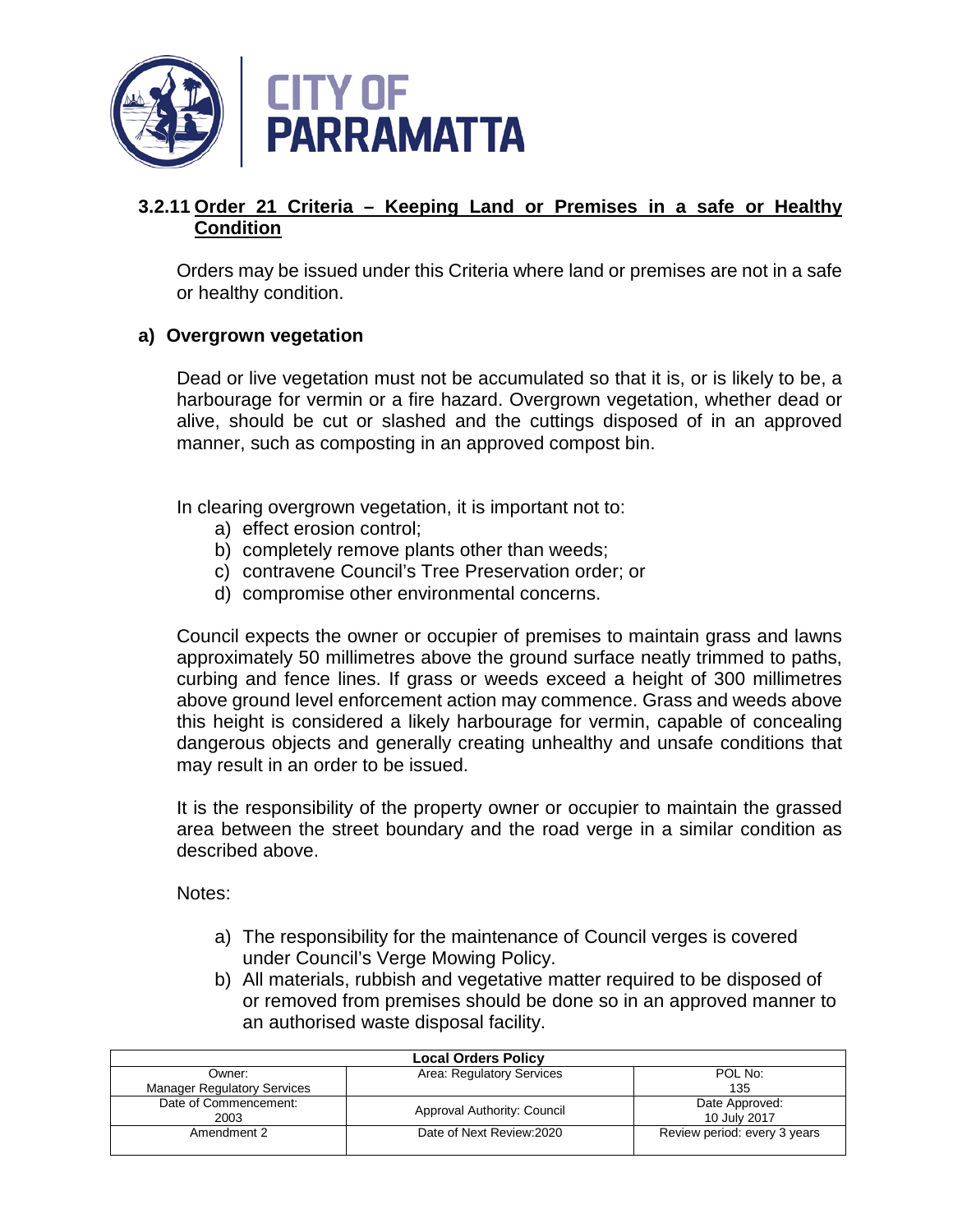### 3.2.11 Order 21 Criteria – Keeping Land or Premises in a safe or Healthy Condition

Orders may be issued under this Criteria where land or premises are not in a safe or healthy condition.

**a) Overgrown vegetation**

Dead or live vegetation must not be accumulated so that it is, or is likely to be, a harbourage for vermin or a fire hazard. Overgrown vegetation, whether dead or alive, should be cut or slashed and the cuttings disposed of in an approved manner, such as composting in an approved compost bin.

In clearing overgrown vegetation, it is important not to:

a) effect erosion control;
b) completely remove plants other than weeds;
c) contravene Council's Tree Preservation order; or
d) compromise other environmental concerns.

Council expects the owner or occupier of premises to maintain grass and lawns approximately 50 millimetres above the ground surface neatly trimmed to paths, curbing and fence lines. If grass or weeds exceed a height of 300 millimetres above ground level enforcement action may commence. Grass and weeds above this height is considered a likely harbourage for vermin, capable of concealing dangerous objects and generally creating unhealthy and unsafe conditions that may result in an order to be issued.

It is the responsibility of the property owner or occupier to maintain the grassed area between the street boundary and the road verge in a similar condition as described above.

Notes:

a) The responsibility for the maintenance of Council verges is covered under Council's Verge Mowing Policy.
b) All materials, rubbish and vegetative matter required to be disposed of or removed from premises should be done so in an approved manner to an authorised waste disposal facility.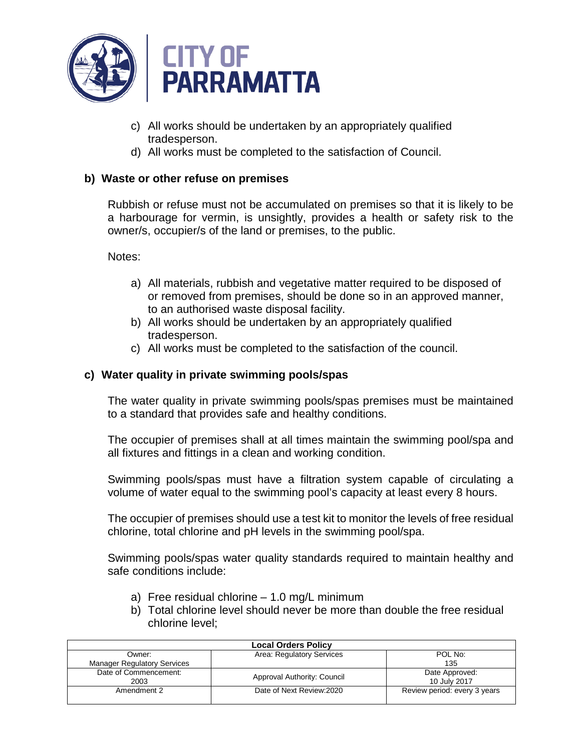c) All works should be undertaken by an appropriately qualified tradesperson.
d) All works must be completed to the satisfaction of Council.

### b) Waste or other refuse on premises

Rubbish or refuse must not be accumulated on premises so that it is likely to be a harbourage for vermin, is unsightly, provides a health or safety risk to the owner/s, occupier/s of the land or premises, to the public.

Notes:

a) All materials, rubbish and vegetative matter required to be disposed of or removed from premises, should be done so in an approved manner, to an authorised waste disposal facility.
b) All works should be undertaken by an appropriately qualified tradesperson.
c) All works must be completed to the satisfaction of the council.

### c) Water quality in private swimming pools/spas

The water quality in private swimming pools/spas premises must be maintained to a standard that provides safe and healthy conditions.

The occupier of premises shall at all times maintain the swimming pool/spa and all fixtures and fittings in a clean and working condition.

Swimming pools/spas must have a filtration system capable of circulating a volume of water equal to the swimming pool's capacity at least every 8 hours.

The occupier of premises should use a test kit to monitor the levels of free residual chlorine, total chlorine and pH levels in the swimming pool/spa.

Swimming pools/spas water quality standards required to maintain healthy and safe conditions include:

a) Free residual chlorine – 1.0 mg/L minimum
b) Total chlorine level should never be more than double the free residual chlorine level;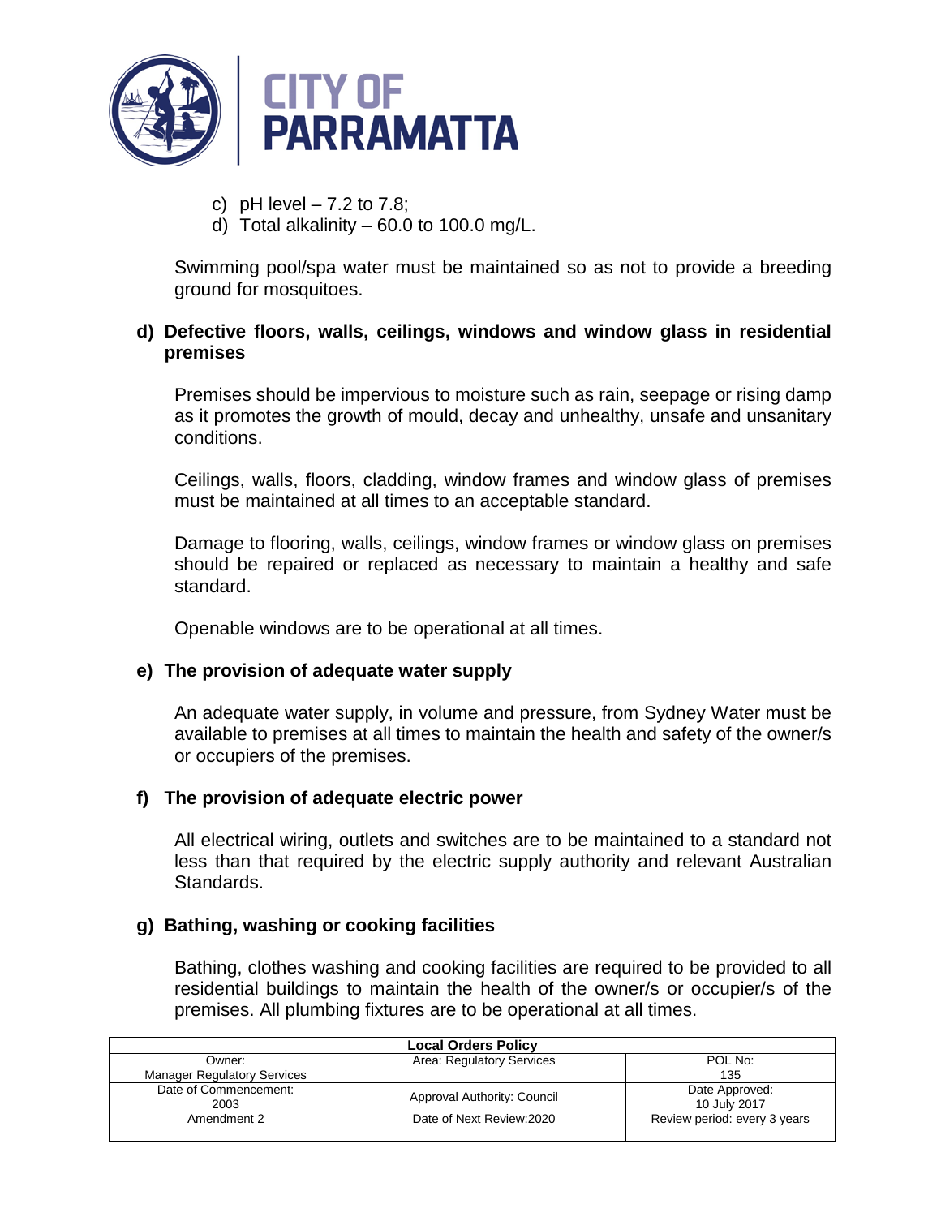c) pH level – 7.2 to 7.8;
d) Total alkalinity – 60.0 to 100.0 mg/L.

Swimming pool/spa water must be maintained so as not to provide a breeding ground for mosquitoes.

**d) Defective floors, walls, ceilings, windows and window glass in residential premises**

Premises should be impervious to moisture such as rain, seepage or rising damp as it promotes the growth of mould, decay and unhealthy, unsafe and unsanitary conditions.

Ceilings, walls, floors, cladding, window frames and window glass of premises must be maintained at all times to an acceptable standard.

Damage to flooring, walls, ceilings, window frames or window glass on premises should be repaired or replaced as necessary to maintain a healthy and safe standard.

Openable windows are to be operational at all times.

**e) The provision of adequate water supply**

An adequate water supply, in volume and pressure, from Sydney Water must be available to premises at all times to maintain the health and safety of the owner/s or occupiers of the premises.

**f) The provision of adequate electric power**

All electrical wiring, outlets and switches are to be maintained to a standard not less than that required by the electric supply authority and relevant Australian Standards.

**g) Bathing, washing or cooking facilities**

Bathing, clothes washing and cooking facilities are required to be provided to all residential buildings to maintain the health of the owner/s or occupier/s of the premises. All plumbing fixtures are to be operational at all times.

| Local Orders Policy | | |
|---|---|---|
| Owner: Manager Regulatory Services | Area: Regulatory Services | POL No: 135 |
| Date of Commencement: 2003 | Approval Authority: Council | Date Approved: 10 July 2017 |
| Amendment 2 | Date of Next Review:2020 | Review period: every 3 years |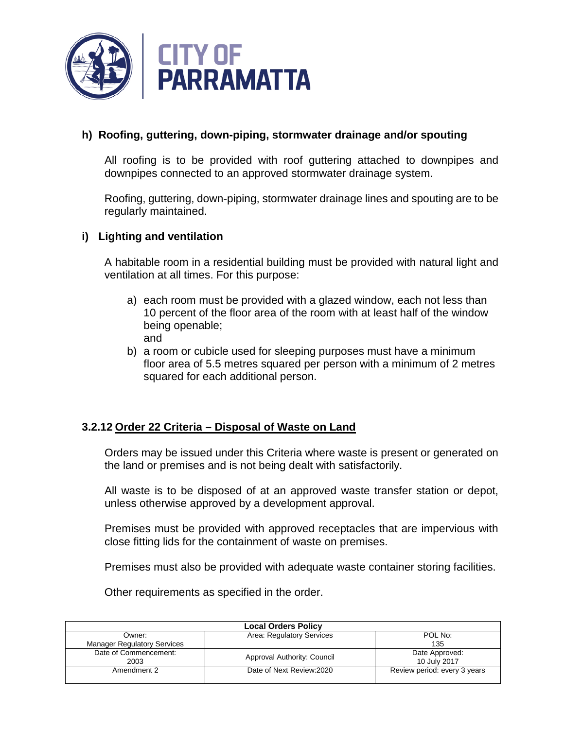**h) Roofing, guttering, down-piping, stormwater drainage and/or spouting**

All roofing is to be provided with roof guttering attached to downpipes and downpipes connected to an approved stormwater drainage system.

Roofing, guttering, down-piping, stormwater drainage lines and spouting are to be regularly maintained.

**i) Lighting and ventilation**

A habitable room in a residential building must be provided with natural light and ventilation at all times. For this purpose:

a) each room must be provided with a glazed window, each not less than 10 percent of the floor area of the room with at least half of the window being openable;
and
b) a room or cubicle used for sleeping purposes must have a minimum floor area of 5.5 metres squared per person with a minimum of 2 metres squared for each additional person.

### 3.2.12 Order 22 Criteria – Disposal of Waste on Land

Orders may be issued under this Criteria where waste is present or generated on the land or premises and is not being dealt with satisfactorily.

All waste is to be disposed of at an approved waste transfer station or depot, unless otherwise approved by a development approval.

Premises must be provided with approved receptacles that are impervious with close fitting lids for the containment of waste on premises.

Premises must also be provided with adequate waste container storing facilities.

Other requirements as specified in the order.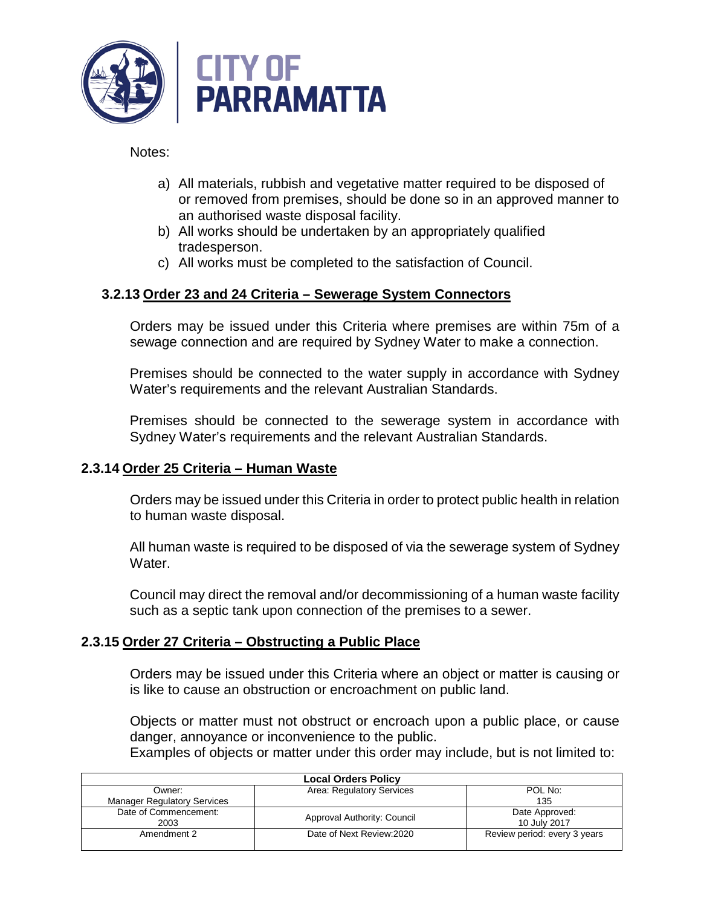Notes:

a) All materials, rubbish and vegetative matter required to be disposed of or removed from premises, should be done so in an approved manner to an authorised waste disposal facility.
b) All works should be undertaken by an appropriately qualified tradesperson.
c) All works must be completed to the satisfaction of Council.

### 3.2.13 Order 23 and 24 Criteria – Sewerage System Connectors

Orders may be issued under this Criteria where premises are within 75m of a sewage connection and are required by Sydney Water to make a connection.

Premises should be connected to the water supply in accordance with Sydney Water's requirements and the relevant Australian Standards.

Premises should be connected to the sewerage system in accordance with Sydney Water's requirements and the relevant Australian Standards.

### 2.3.14 Order 25 Criteria – Human Waste

Orders may be issued under this Criteria in order to protect public health in relation to human waste disposal.

All human waste is required to be disposed of via the sewerage system of Sydney Water.

Council may direct the removal and/or decommissioning of a human waste facility such as a septic tank upon connection of the premises to a sewer.

### 2.3.15 Order 27 Criteria – Obstructing a Public Place

Orders may be issued under this Criteria where an object or matter is causing or is like to cause an obstruction or encroachment on public land.

Objects or matter must not obstruct or encroach upon a public place, or cause danger, annoyance or inconvenience to the public.
Examples of objects or matter under this order may include, but is not limited to: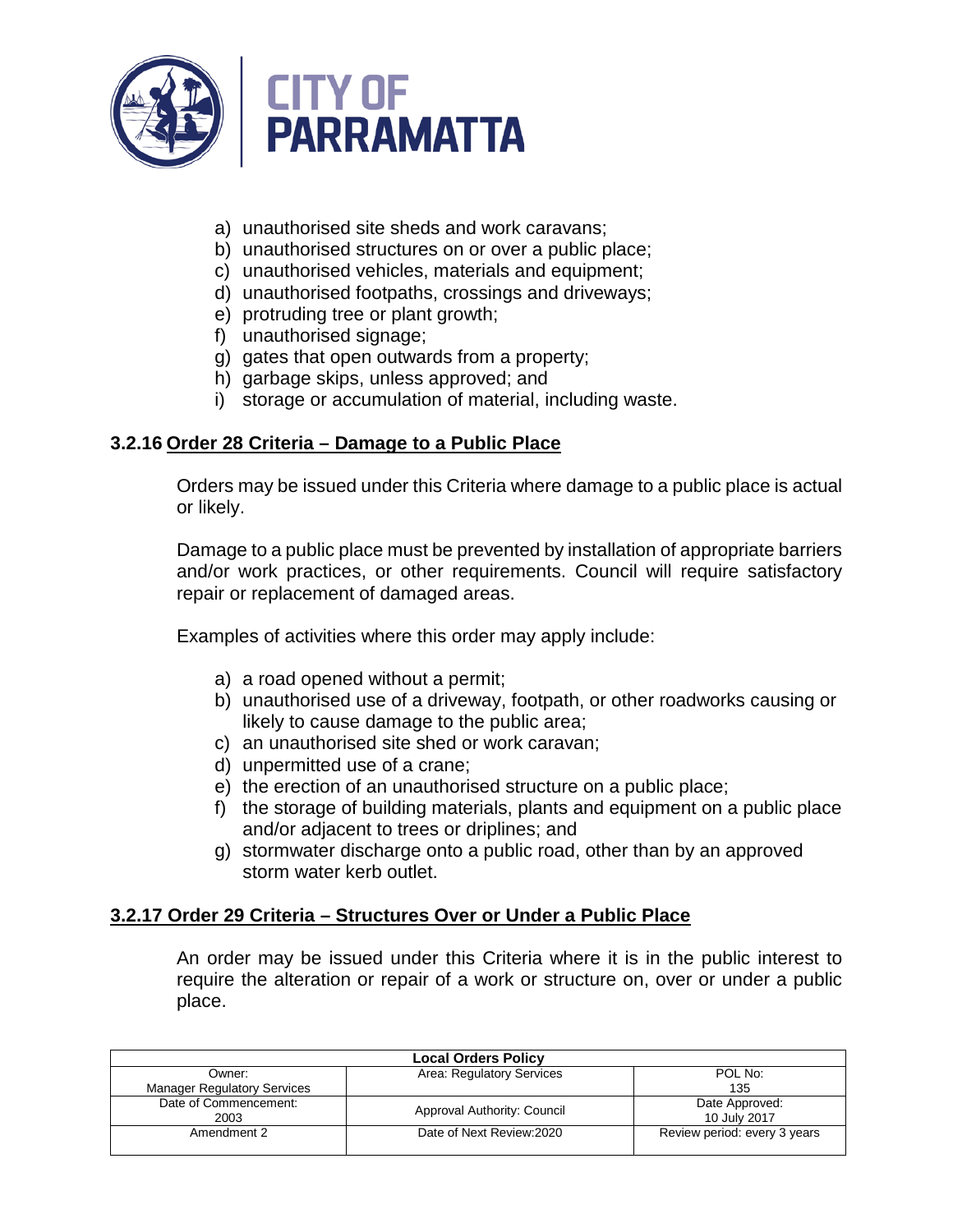a) unauthorised site sheds and work caravans;
b) unauthorised structures on or over a public place;
c) unauthorised vehicles, materials and equipment;
d) unauthorised footpaths, crossings and driveways;
e) protruding tree or plant growth;
f) unauthorised signage;
g) gates that open outwards from a property;
h) garbage skips, unless approved; and
i) storage or accumulation of material, including waste.

### 3.2.16 Order 28 Criteria – Damage to a Public Place

Orders may be issued under this Criteria where damage to a public place is actual or likely.

Damage to a public place must be prevented by installation of appropriate barriers and/or work practices, or other requirements. Council will require satisfactory repair or replacement of damaged areas.

Examples of activities where this order may apply include:

a) a road opened without a permit;
b) unauthorised use of a driveway, footpath, or other roadworks causing or likely to cause damage to the public area;
c) an unauthorised site shed or work caravan;
d) unpermitted use of a crane;
e) the erection of an unauthorised structure on a public place;
f) the storage of building materials, plants and equipment on a public place and/or adjacent to trees or driplines; and
g) stormwater discharge onto a public road, other than by an approved storm water kerb outlet.

### 3.2.17 Order 29 Criteria – Structures Over or Under a Public Place

An order may be issued under this Criteria where it is in the public interest to require the alteration or repair of a work or structure on, over or under a public place.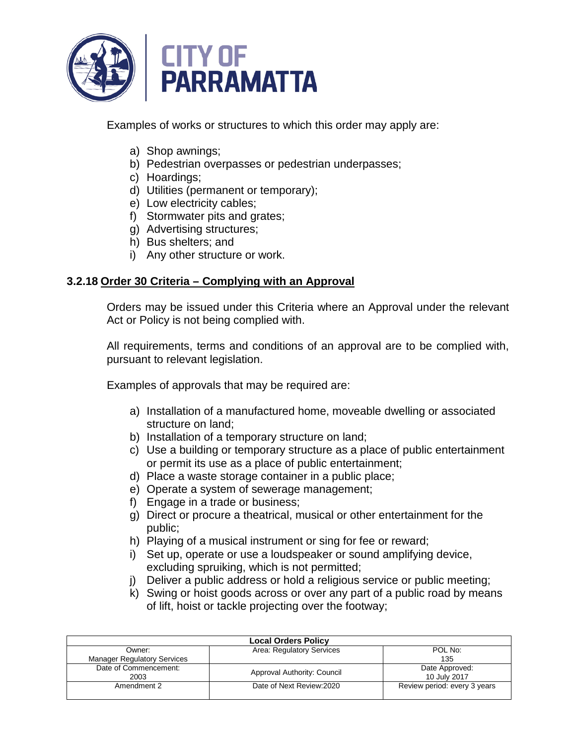Examples of works or structures to which this order may apply are:

a) Shop awnings;
b) Pedestrian overpasses or pedestrian underpasses;
c) Hoardings;
d) Utilities (permanent or temporary);
e) Low electricity cables;
f) Stormwater pits and grates;
g) Advertising structures;
h) Bus shelters; and
i) Any other structure or work.

### 3.2.18 Order 30 Criteria – Complying with an Approval

Orders may be issued under this Criteria where an Approval under the relevant Act or Policy is not being complied with.

All requirements, terms and conditions of an approval are to be complied with, pursuant to relevant legislation.

Examples of approvals that may be required are:

a) Installation of a manufactured home, moveable dwelling or associated structure on land;
b) Installation of a temporary structure on land;
c) Use a building or temporary structure as a place of public entertainment or permit its use as a place of public entertainment;
d) Place a waste storage container in a public place;
e) Operate a system of sewerage management;
f) Engage in a trade or business;
g) Direct or procure a theatrical, musical or other entertainment for the public;
h) Playing of a musical instrument or sing for fee or reward;
i) Set up, operate or use a loudspeaker or sound amplifying device, excluding spruiking, which is not permitted;
j) Deliver a public address or hold a religious service or public meeting;
k) Swing or hoist goods across or over any part of a public road by means of lift, hoist or tackle projecting over the footway;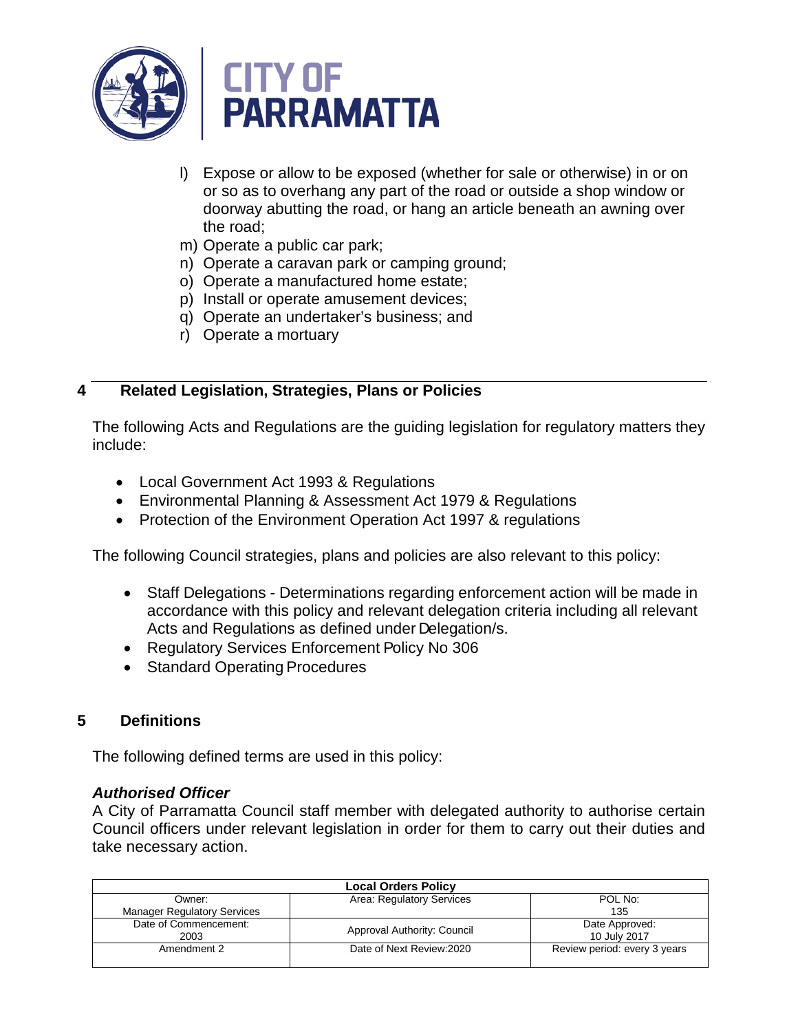l) Expose or allow to be exposed (whether for sale or otherwise) in or on or so as to overhang any part of the road or outside a shop window or doorway abutting the road, or hang an article beneath an awning over the road;
m) Operate a public car park;
n) Operate a caravan park or camping ground;
o) Operate a manufactured home estate;
p) Install or operate amusement devices;
q) Operate an undertaker's business; and
r) Operate a mortuary

## 4 Related Legislation, Strategies, Plans or Policies

The following Acts and Regulations are the guiding legislation for regulatory matters they include:

- Local Government Act 1993 & Regulations
- Environmental Planning & Assessment Act 1979 & Regulations
- Protection of the Environment Operation Act 1997 & regulations

The following Council strategies, plans and policies are also relevant to this policy:

- Staff Delegations - Determinations regarding enforcement action will be made in accordance with this policy and relevant delegation criteria including all relevant Acts and Regulations as defined under Delegation/s.
- Regulatory Services Enforcement Policy No 306
- Standard Operating Procedures

## 5 Definitions

The following defined terms are used in this policy:

***Authorised Officer***
A City of Parramatta Council staff member with delegated authority to authorise certain Council officers under relevant legislation in order for them to carry out their duties and take necessary action.

| Local Orders Policy | | |
|---|---|---|
| Owner: Manager Regulatory Services | Area: Regulatory Services | POL No: 135 |
| Date of Commencement: 2003 | Approval Authority: Council | Date Approved: 10 July 2017 |
| Amendment 2 | Date of Next Review:2020 | Review period: every 3 years |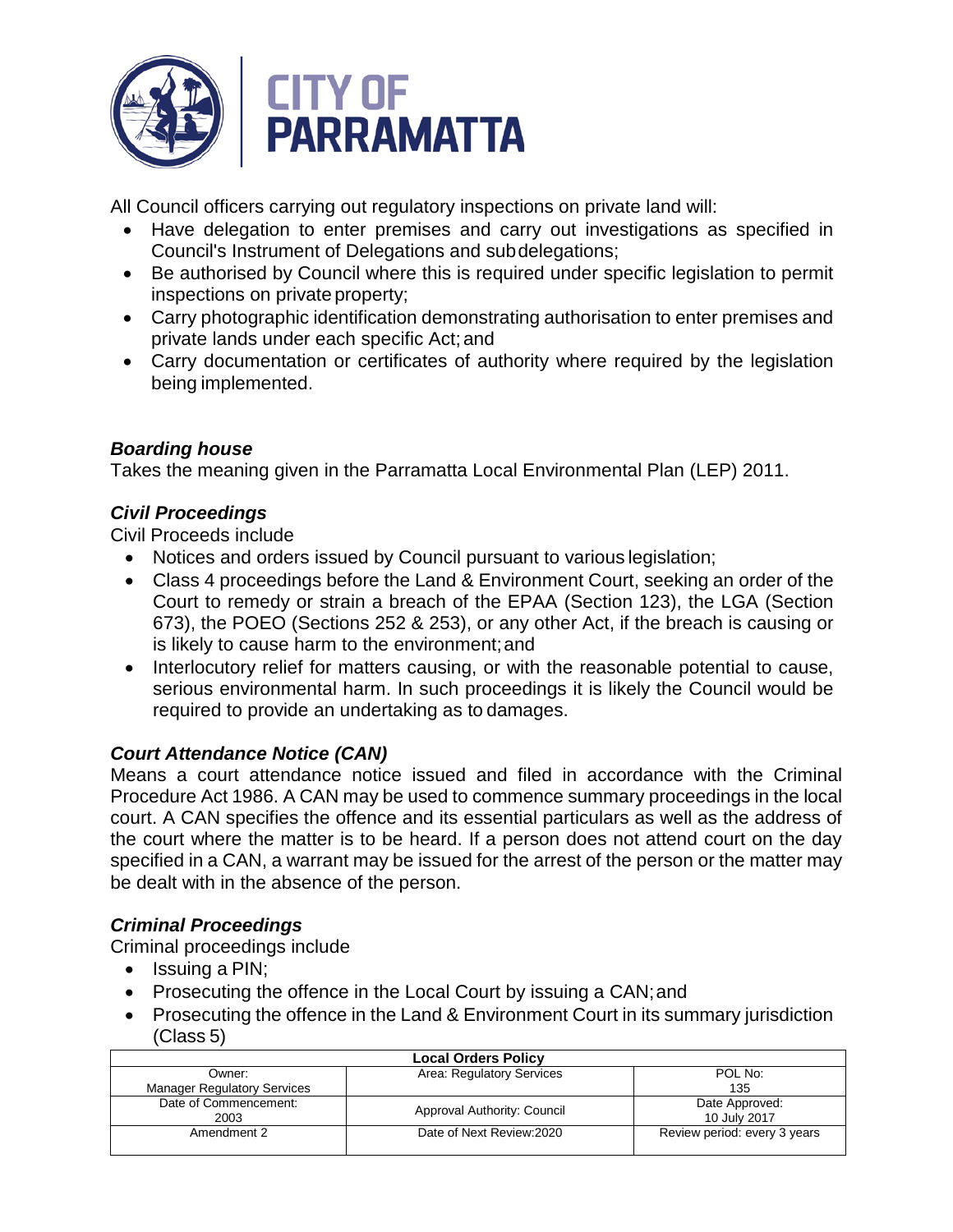All Council officers carrying out regulatory inspections on private land will:

- Have delegation to enter premises and carry out investigations as specified in Council's Instrument of Delegations and subdelegations;
- Be authorised by Council where this is required under specific legislation to permit inspections on private property;
- Carry photographic identification demonstrating authorisation to enter premises and private lands under each specific Act; and
- Carry documentation or certificates of authority where required by the legislation being implemented.

***Boarding house***

Takes the meaning given in the Parramatta Local Environmental Plan (LEP) 2011.

***Civil Proceedings***

Civil Proceeds include

- Notices and orders issued by Council pursuant to various legislation;
- Class 4 proceedings before the Land & Environment Court, seeking an order of the Court to remedy or strain a breach of the EPAA (Section 123), the LGA (Section 673), the POEO (Sections 252 & 253), or any other Act, if the breach is causing or is likely to cause harm to the environment; and
- Interlocutory relief for matters causing, or with the reasonable potential to cause, serious environmental harm. In such proceedings it is likely the Council would be required to provide an undertaking as to damages.

***Court Attendance Notice (CAN)***

Means a court attendance notice issued and filed in accordance with the Criminal Procedure Act 1986. A CAN may be used to commence summary proceedings in the local court. A CAN specifies the offence and its essential particulars as well as the address of the court where the matter is to be heard. If a person does not attend court on the day specified in a CAN, a warrant may be issued for the arrest of the person or the matter may be dealt with in the absence of the person.

***Criminal Proceedings***

Criminal proceedings include

- Issuing a PIN;
- Prosecuting the offence in the Local Court by issuing a CAN; and
- Prosecuting the offence in the Land & Environment Court in its summary jurisdiction (Class 5)

| Local Orders Policy | | |
|---|---|---|
| Owner: Manager Regulatory Services | Area: Regulatory Services | POL No: 135 |
| Date of Commencement: 2003 | Approval Authority: Council | Date Approved: 10 July 2017 |
| Amendment 2 | Date of Next Review:2020 | Review period: every 3 years |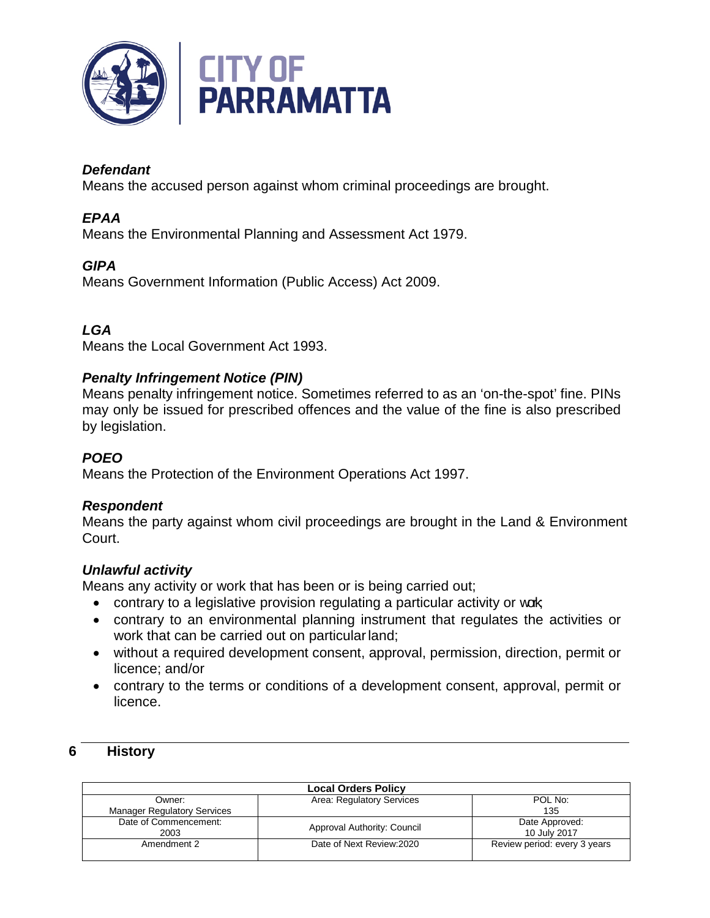***Defendant***
Means the accused person against whom criminal proceedings are brought.

***EPAA***
Means the Environmental Planning and Assessment Act 1979.

***GIPA***
Means Government Information (Public Access) Act 2009.

***LGA***
Means the Local Government Act 1993.

***Penalty Infringement Notice (PIN)***
Means penalty infringement notice. Sometimes referred to as an 'on-the-spot' fine. PINs may only be issued for prescribed offences and the value of the fine is also prescribed by legislation.

***POEO***
Means the Protection of the Environment Operations Act 1997.

***Respondent***
Means the party against whom civil proceedings are brought in the Land & Environment Court.

***Unlawful activity***
Means any activity or work that has been or is being carried out;

- contrary to a legislative provision regulating a particular activity or work;
- contrary to an environmental planning instrument that regulates the activities or work that can be carried out on particular land;
- without a required development consent, approval, permission, direction, permit or licence; and/or
- contrary to the terms or conditions of a development consent, approval, permit or licence.

## 6 History

| Local Orders Policy | | |
|---|---|---|
| Owner: Manager Regulatory Services | Area: Regulatory Services | POL No: 135 |
| Date of Commencement: 2003 | Approval Authority: Council | Date Approved: 10 July 2017 |
| Amendment 2 | Date of Next Review:2020 | Review period: every 3 years |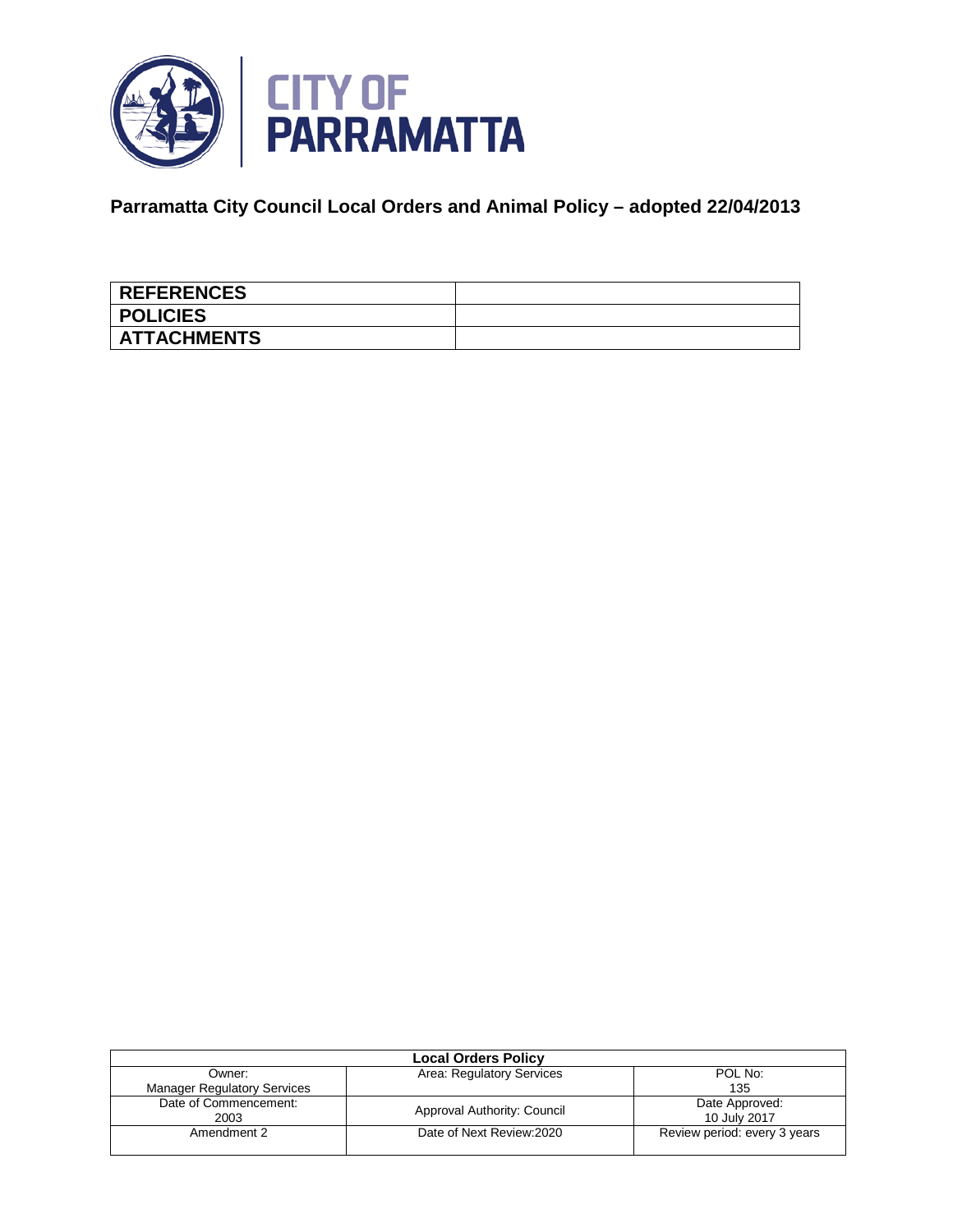CITY OF PARRAMATTA

**Parramatta City Council Local Orders and Animal Policy – adopted 22/04/2013**

| | |
|---|---|
| **REFERENCES** | |
| **POLICIES** | |
| **ATTACHMENTS** | |

| **Local Orders Policy** | | |
|---|---|---|
| Owner: Manager Regulatory Services | Area: Regulatory Services | POL No: 135 |
| Date of Commencement: 2003 | Approval Authority: Council | Date Approved: 10 July 2017 |
| Amendment 2 | Date of Next Review:2020 | Review period: every 3 years |